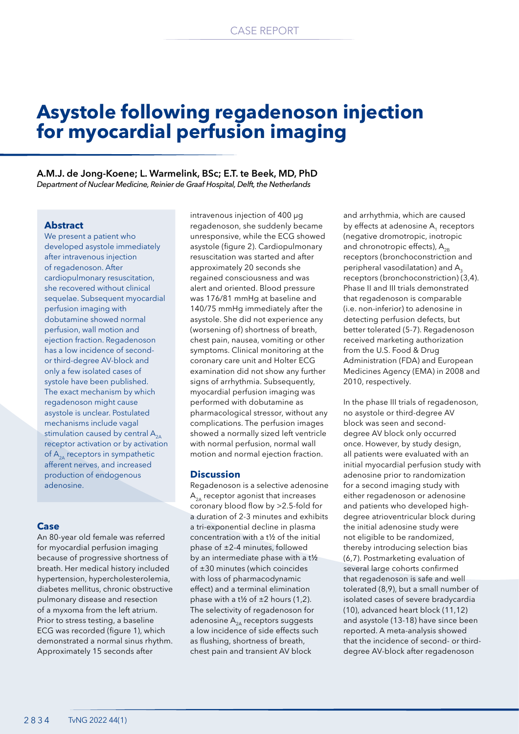# Asystole following regadenoson injection for myocardial perfusion imaging

**A.M.J. de Jong-Koene; L. Warmelink, BSc; E.T. te Beek, MD, PhD**

*Department of Nuclear Medicine, Reinier de Graaf Hospital, Delft, the Netherlands*

### Abstract

We present a patient who developed asystole immediately after intravenous injection of regadenoson. After cardiopulmonary resuscitation, she recovered without clinical sequelae. Subsequent myocardial perfusion imaging with dobutamine showed normal perfusion, wall motion and ejection fraction. Regadenoson has a low incidence of second- or third-degree AV-block and only a few isolated cases of systole have been published. The exact mechanism by which regadenoson might cause asystole is unclear. Postulated mechanisms include vagal stimulation caused by central $A_{2A}$ receptor activation or by activation of $A_{2A}$ receptors in sympathetic afferent nerves, and increased production of endogenous adenosine.

### Case

An 80-year old female was referred for myocardial perfusion imaging because of progressive shortness of breath. Her medical history included hypertension, hypercholesterolemia, diabetes mellitus, chronic obstructive pulmonary disease and resection of a myxoma from the left atrium. Prior to stress testing, a baseline ECG was recorded (figure 1), which demonstrated a normal sinus rhythm. Approximately 15 seconds after intravenous injection of 400 µg regadenoson, she suddenly became unresponsive, while the ECG showed asystole (figure 2). Cardiopulmonary resuscitation was started and after approximately 20 seconds she regained consciousness and was alert and oriented. Blood pressure was 176/81 mmHg at baseline and 140/75 mmHg immediately after the asystole. She did not experience any (worsening of) shortness of breath, chest pain, nausea, vomiting or other symptoms. Clinical monitoring at the coronary care unit and Holter ECG examination did not show any further signs of arrhythmia. Subsequently, myocardial perfusion imaging was performed with dobutamine as pharmacological stressor, without any complications. The perfusion images showed a normally sized left ventricle with normal perfusion, normal wall motion and normal ejection fraction.

### Discussion

Regadenoson is a selective adenosine $A_{2A}$ receptor agonist that increases coronary blood flow by >2.5-fold for a duration of 2-3 minutes and exhibits a tri-exponential decline in plasma concentration with a $t½$ of the initial phase of ±2-4 minutes, followed by an intermediate phase with a $t½$ of ±30 minutes (which coincides with loss of pharmacodynamic effect) and a terminal elimination phase with a $t½$ of ±2 hours (1,2). The selectivity of regadenoson for adenosine $A_{2A}$ receptors suggests a low incidence of side effects such as flushing, shortness of breath, chest pain and transient AV block and arrhythmia, which are caused by effects at adenosine $A_1$ receptors (negative dromotropic, inotropic and chronotropic effects), $A_{2B}$ receptors (bronchoconstriction and peripheral vasodilatation) and $A_3$ receptors (bronchoconstriction) (3,4). Phase II and III trials demonstrated that regadenoson is comparable (i.e. non-inferior) to adenosine in detecting perfusion defects, but better tolerated (5-7). Regadenoson received marketing authorization from the U.S. Food & Drug Administration (FDA) and European Medicines Agency (EMA) in 2008 and 2010, respectively.

In the phase III trials of regadenoson, no asystole or third-degree AV block was seen and second-degree AV block only occurred once. However, by study design, all patients were evaluated with an initial myocardial perfusion study with adenosine prior to randomization for a second imaging study with either regadenoson or adenosine and patients who developed high-degree atrioventricular block during the initial adenosine study were not eligible to be randomized, thereby introducing selection bias (6,7). Postmarketing evaluation of several large cohorts confirmed that regadenoson is safe and well tolerated (8,9), but a small number of isolated cases of severe bradycardia (10), advanced heart block (11,12) and asystole (13-18) have since been reported. A meta-analysis showed that the incidence of second- or third-degree AV-block after regadenoson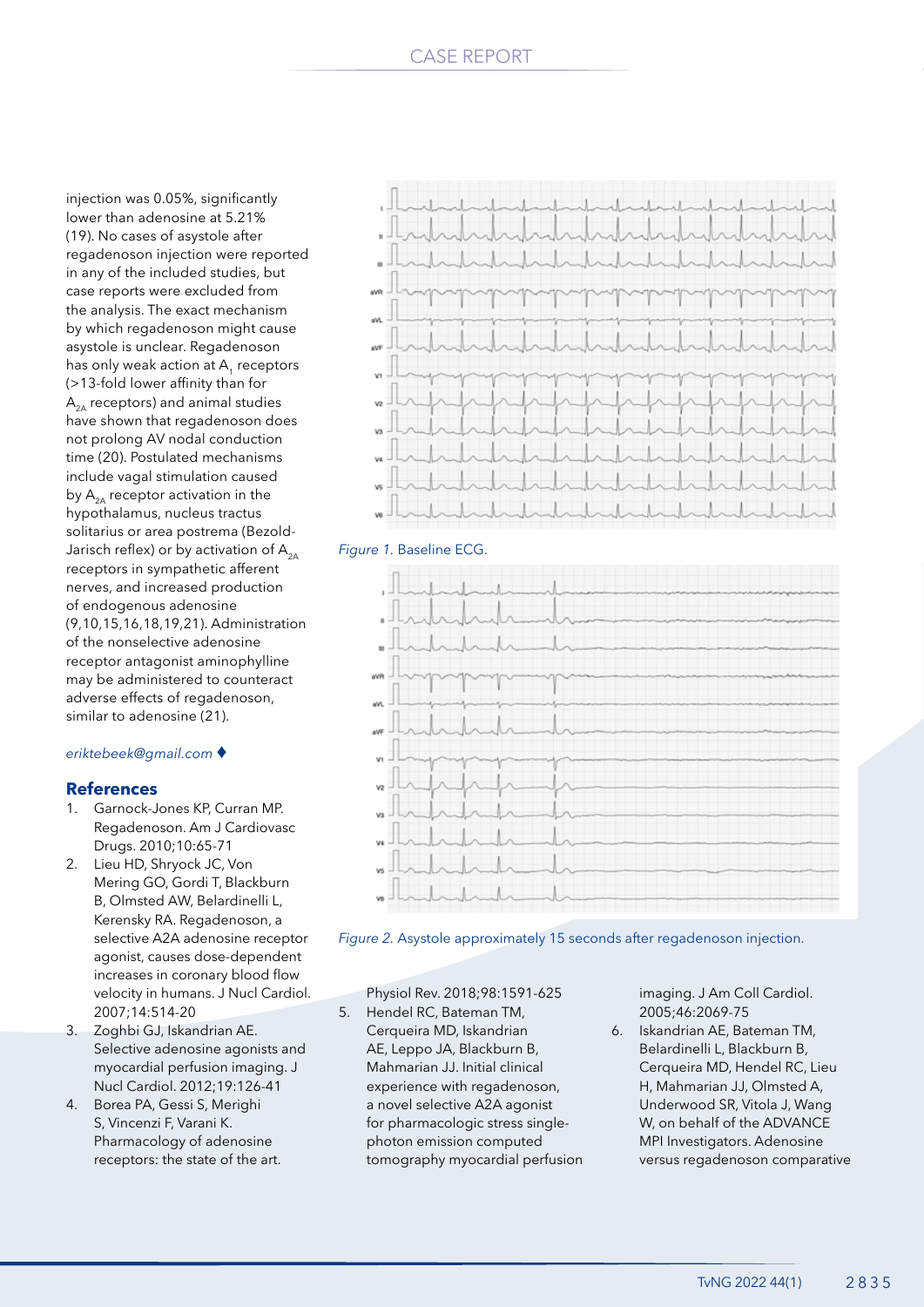injection was 0.05%, significantly lower than adenosine at 5.21% (19). No cases of asystole after regadenoson injection were reported in any of the included studies, but case reports were excluded from the analysis. The exact mechanism by which regadenoson might cause asystole is unclear. Regadenoson has only weak action at $A_1$ receptors (>13-fold lower affinity than for $A_{2A}$ receptors) and animal studies have shown that regadenoson does not prolong AV nodal conduction time (20). Postulated mechanisms include vagal stimulation caused by $A_{2A}$ receptor activation in the hypothalamus, nucleus tractus solitarius or area postrema (Bezold-Jarisch reflex) or by activation of $A_{2A}$ receptors in sympathetic afferent nerves, and increased production of endogenous adenosine (9,10,15,16,18,19,21). Administration of the nonselective adenosine receptor antagonist aminophylline may be administered to counteract adverse effects of regadenoson, similar to adenosine (21).

*eriktebeek@gmail.com* ♦

## References

1. Garnock-Jones KP, Curran MP. Regadenoson. Am J Cardiovasc Drugs. 2010;10:65-71
2. Lieu HD, Shryock JC, Von Mering GO, Gordi T, Blackburn B, Olmsted AW, Belardinelli L, Kerensky RA. Regadenoson, a selective A2A adenosine receptor agonist, causes dose-dependent increases in coronary blood flow velocity in humans. J Nucl Cardiol. 2007;14:514-20
3. Zoghbi GJ, Iskandrian AE. Selective adenosine agonists and myocardial perfusion imaging. J Nucl Cardiol. 2012;19:126-41
4. Borea PA, Gessi S, Merighi S, Vincenzi F, Varani K. Pharmacology of adenosine receptors: the state of the art. Physiol Rev. 2018;98:1591-625
5. Hendel RC, Bateman TM, Cerqueira MD, Iskandrian AE, Leppo JA, Blackburn B, Mahmarian JJ. Initial clinical experience with regadenoson, a novel selective A2A agonist for pharmacologic stress single-photon emission computed tomography myocardial perfusion imaging. J Am Coll Cardiol. 2005;46:2069-75
6. Iskandrian AE, Bateman TM, Belardinelli L, Blackburn B, Cerqueira MD, Hendel RC, Lieu H, Mahmarian JJ, Olmsted A, Underwood SR, Vitola J, Wang W, on behalf of the ADVANCE MPI Investigators. Adenosine versus regadenoson comparative

*Figure 1.* Baseline ECG.

*Figure 2.* Asystole approximately 15 seconds after regadenoson injection.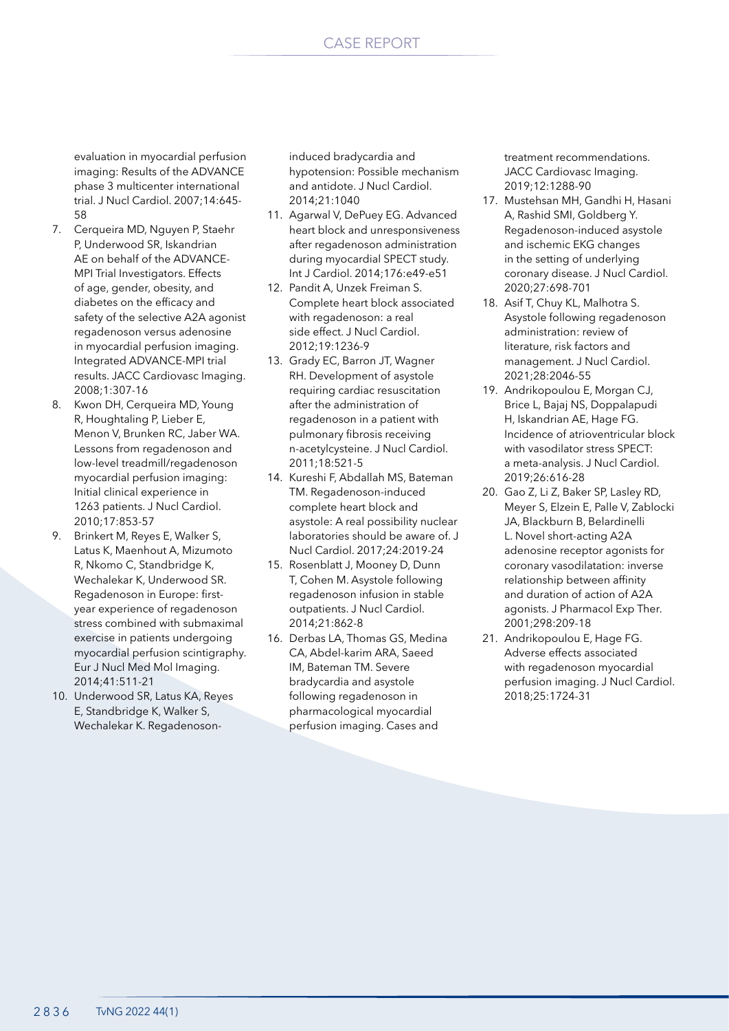evaluation in myocardial perfusion imaging: Results of the ADVANCE phase 3 multicenter international trial. J Nucl Cardiol. 2007;14:645-58

7. Cerqueira MD, Nguyen P, Staehr P, Underwood SR, Iskandrian AE on behalf of the ADVANCE-MPI Trial Investigators. Effects of age, gender, obesity, and diabetes on the efficacy and safety of the selective A2A agonist regadenoson versus adenosine in myocardial perfusion imaging. Integrated ADVANCE-MPI trial results. JACC Cardiovasc Imaging. 2008;1:307-16
8. Kwon DH, Cerqueira MD, Young R, Houghtaling P, Lieber E, Menon V, Brunken RC, Jaber WA. Lessons from regadenoson and low-level treadmill/regadenoson myocardial perfusion imaging: Initial clinical experience in 1263 patients. J Nucl Cardiol. 2010;17:853-57
9. Brinkert M, Reyes E, Walker S, Latus K, Maenhout A, Mizumoto R, Nkomo C, Standbridge K, Wechalekar K, Underwood SR. Regadenoson in Europe: first-year experience of regadenoson stress combined with submaximal exercise in patients undergoing myocardial perfusion scintigraphy. Eur J Nucl Med Mol Imaging. 2014;41:511-21
10. Underwood SR, Latus KA, Reyes E, Standbridge K, Walker S, Wechalekar K. Regadenoson-induced bradycardia and hypotension: Possible mechanism and antidote. J Nucl Cardiol. 2014;21:1040
11. Agarwal V, DePuey EG. Advanced heart block and unresponsiveness after regadenoson administration during myocardial SPECT study. Int J Cardiol. 2014;176:e49-e51
12. Pandit A, Unzek Freiman S. Complete heart block associated with regadenoson: a real side effect. J Nucl Cardiol. 2012;19:1236-9
13. Grady EC, Barron JT, Wagner RH. Development of asystole requiring cardiac resuscitation after the administration of regadenoson in a patient with pulmonary fibrosis receiving n-acetylcysteine. J Nucl Cardiol. 2011;18:521-5
14. Kureshi F, Abdallah MS, Bateman TM. Regadenoson-induced complete heart block and asystole: A real possibility nuclear laboratories should be aware of. J Nucl Cardiol. 2017;24:2019-24
15. Rosenblatt J, Mooney D, Dunn T, Cohen M. Asystole following regadenoson infusion in stable outpatients. J Nucl Cardiol. 2014;21:862-8
16. Derbas LA, Thomas GS, Medina CA, Abdel-karim ARA, Saeed IM, Bateman TM. Severe bradycardia and asystole following regadenoson in pharmacological myocardial perfusion imaging. Cases and treatment recommendations. JACC Cardiovasc Imaging. 2019;12:1288-90
17. Mustehsan MH, Gandhi H, Hasani A, Rashid SMI, Goldberg Y. Regadenoson-induced asystole and ischemic EKG changes in the setting of underlying coronary disease. J Nucl Cardiol. 2020;27:698-701
18. Asif T, Chuy KL, Malhotra S. Asystole following regadenoson administration: review of literature, risk factors and management. J Nucl Cardiol. 2021;28:2046-55
19. Andrikopoulou E, Morgan CJ, Brice L, Bajaj NS, Doppalapudi H, Iskandrian AE, Hage FG. Incidence of atrioventricular block with vasodilator stress SPECT: a meta-analysis. J Nucl Cardiol. 2019;26:616-28
20. Gao Z, Li Z, Baker SP, Lasley RD, Meyer S, Elzein E, Palle V, Zablocki JA, Blackburn B, Belardinelli L. Novel short-acting A2A adenosine receptor agonists for coronary vasodilatation: inverse relationship between affinity and duration of action of A2A agonists. J Pharmacol Exp Ther. 2001;298:209-18
21. Andrikopoulou E, Hage FG. Adverse effects associated with regadenoson myocardial perfusion imaging. J Nucl Cardiol. 2018;25:1724-31